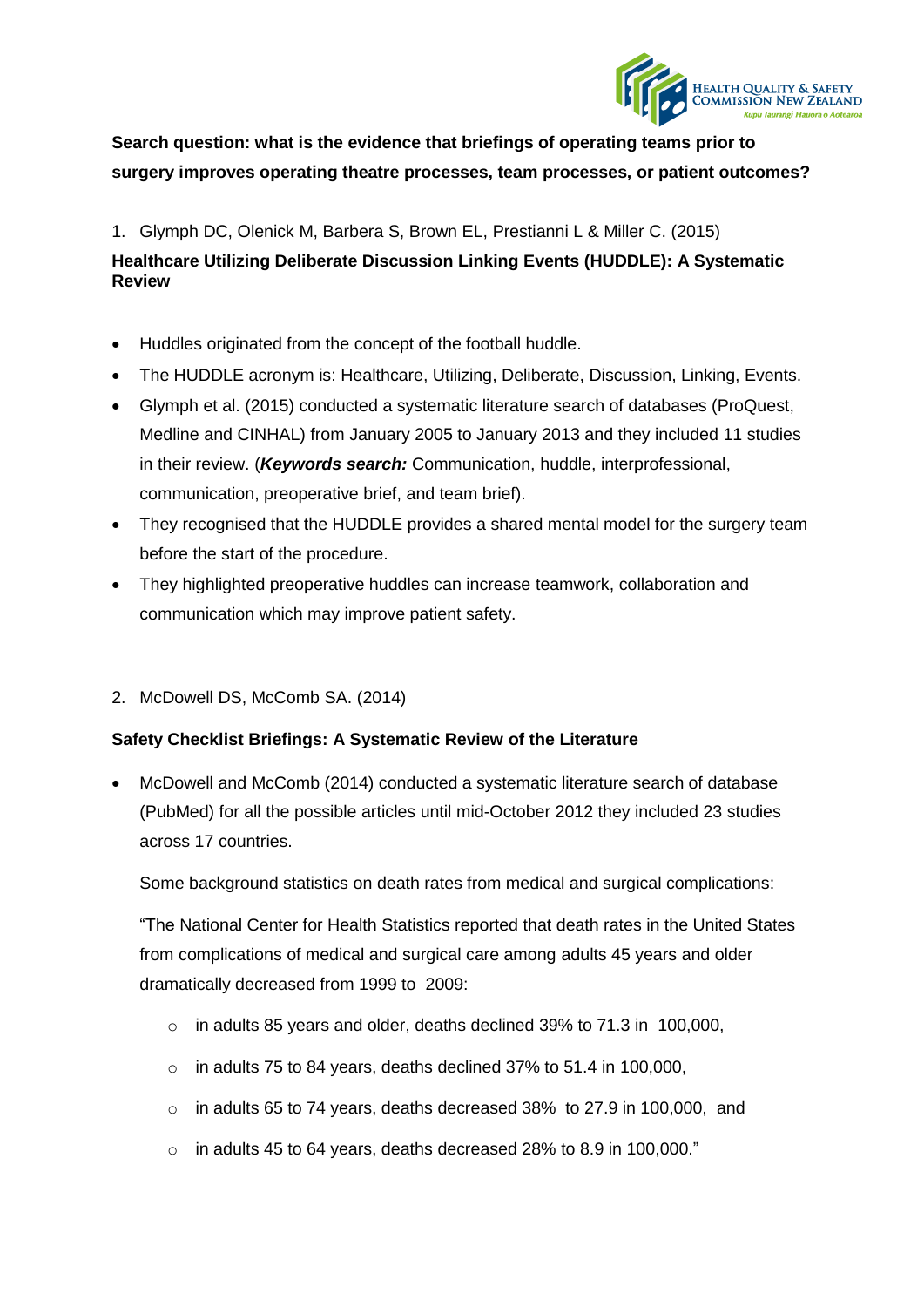**Search question: what is the evidence that briefings of operating teams prior to surgery improves operating theatre processes, team processes, or patient outcomes?**

1. Glymph DC, Olenick M, Barbera S, Brown EL, Prestianni L & Miller C. (2015)

**Healthcare Utilizing Deliberate Discussion Linking Events (HUDDLE): A Systematic Review**

- Huddles originated from the concept of the football huddle.
- The HUDDLE acronym is: Healthcare, Utilizing, Deliberate, Discussion, Linking, Events.
- Glymph et al. (2015) conducted a systematic literature search of databases (ProQuest, Medline and CINHAL) from January 2005 to January 2013 and they included 11 studies in their review. (***Keywords search:*** Communication, huddle, interprofessional, communication, preoperative brief, and team brief).
- They recognised that the HUDDLE provides a shared mental model for the surgery team before the start of the procedure.
- They highlighted preoperative huddles can increase teamwork, collaboration and communication which may improve patient safety.

2. McDowell DS, McComb SA. (2014)

**Safety Checklist Briefings: A Systematic Review of the Literature**

- McDowell and McComb (2014) conducted a systematic literature search of database (PubMed) for all the possible articles until mid-October 2012 they included 23 studies across 17 countries.

  Some background statistics on death rates from medical and surgical complications:

  "The National Center for Health Statistics reported that death rates in the United States from complications of medical and surgical care among adults 45 years and older dramatically decreased from 1999 to 2009:

  - in adults 85 years and older, deaths declined 39% to 71.3 in 100,000,
  - in adults 75 to 84 years, deaths declined 37% to 51.4 in 100,000,
  - in adults 65 to 74 years, deaths decreased 38% to 27.9 in 100,000, and
  - in adults 45 to 64 years, deaths decreased 28% to 8.9 in 100,000."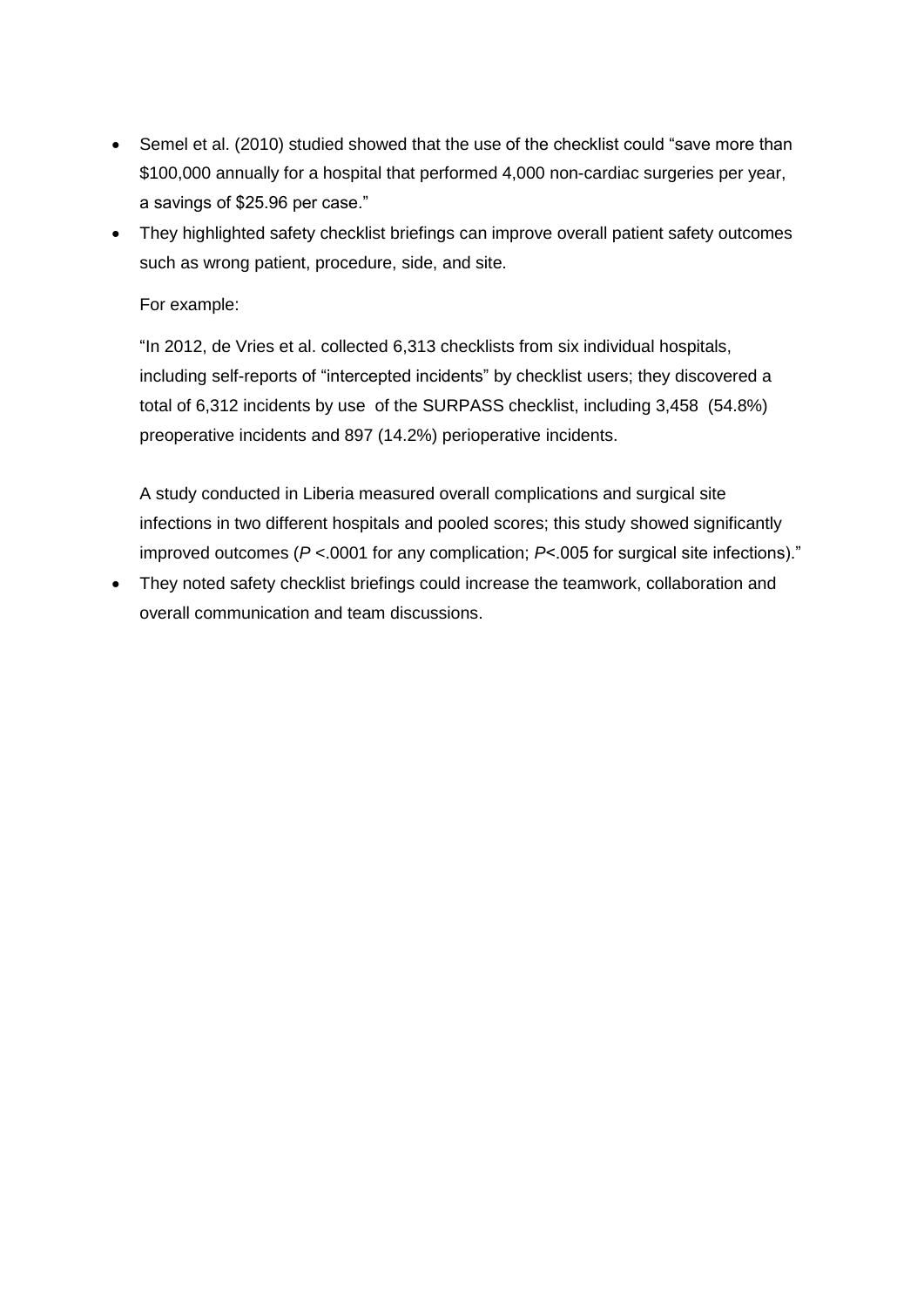- Semel et al. (2010) studied showed that the use of the checklist could "save more than \$100,000 annually for a hospital that performed 4,000 non-cardiac surgeries per year, a savings of \$25.96 per case."
- They highlighted safety checklist briefings can improve overall patient safety outcomes such as wrong patient, procedure, side, and site.

  For example:

  "In 2012, de Vries et al. collected 6,313 checklists from six individual hospitals, including self-reports of "intercepted incidents" by checklist users; they discovered a total of 6,312 incidents by use of the SURPASS checklist, including 3,458 (54.8%) preoperative incidents and 897 (14.2%) perioperative incidents.

  A study conducted in Liberia measured overall complications and surgical site infections in two different hospitals and pooled scores; this study showed significantly improved outcomes ($P < .0001$ for any complication; $P < .005$ for surgical site infections)."
- They noted safety checklist briefings could increase the teamwork, collaboration and overall communication and team discussions.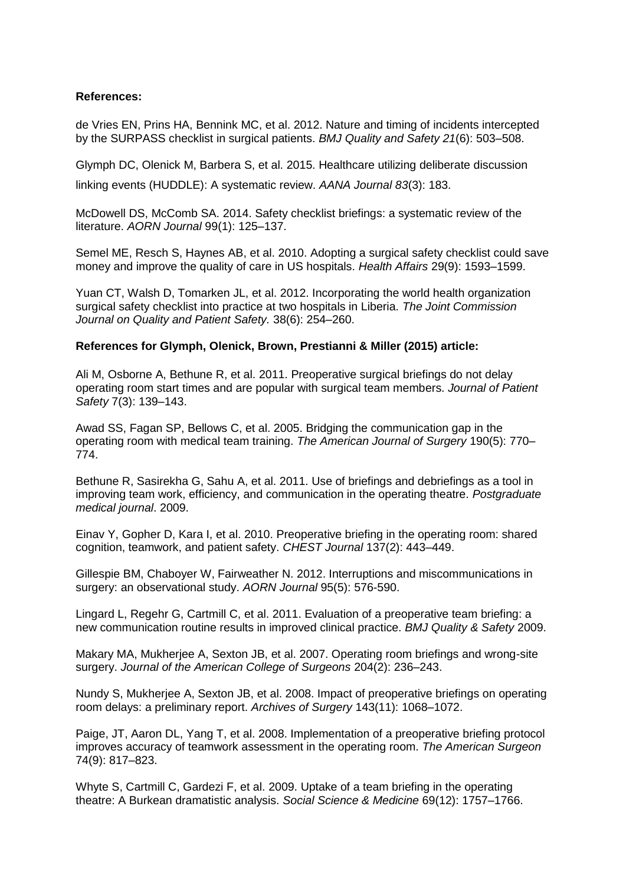**References:**

de Vries EN, Prins HA, Bennink MC, et al. 2012. Nature and timing of incidents intercepted by the SURPASS checklist in surgical patients. *BMJ Quality and Safety 21*(6): 503–508.

Glymph DC, Olenick M, Barbera S, et al. 2015. Healthcare utilizing deliberate discussion linking events (HUDDLE): A systematic review. *AANA Journal 83*(3): 183.

McDowell DS, McComb SA. 2014. Safety checklist briefings: a systematic review of the literature. *AORN Journal* 99(1): 125–137.

Semel ME, Resch S, Haynes AB, et al. 2010. Adopting a surgical safety checklist could save money and improve the quality of care in US hospitals. *Health Affairs* 29(9): 1593–1599.

Yuan CT, Walsh D, Tomarken JL, et al. 2012. Incorporating the world health organization surgical safety checklist into practice at two hospitals in Liberia. *The Joint Commission Journal on Quality and Patient Safety.* 38(6): 254–260.

**References for Glymph, Olenick, Brown, Prestianni & Miller (2015) article:**

Ali M, Osborne A, Bethune R, et al. 2011. Preoperative surgical briefings do not delay operating room start times and are popular with surgical team members. *Journal of Patient Safety* 7(3): 139–143.

Awad SS, Fagan SP, Bellows C, et al. 2005. Bridging the communication gap in the operating room with medical team training. *The American Journal of Surgery* 190(5): 770–774.

Bethune R, Sasirekha G, Sahu A, et al. 2011. Use of briefings and debriefings as a tool in improving team work, efficiency, and communication in the operating theatre. *Postgraduate medical journal*. 2009.

Einav Y, Gopher D, Kara I, et al. 2010. Preoperative briefing in the operating room: shared cognition, teamwork, and patient safety. *CHEST Journal* 137(2): 443–449.

Gillespie BM, Chaboyer W, Fairweather N. 2012. Interruptions and miscommunications in surgery: an observational study. *AORN Journal* 95(5): 576-590.

Lingard L, Regehr G, Cartmill C, et al. 2011. Evaluation of a preoperative team briefing: a new communication routine results in improved clinical practice. *BMJ Quality & Safety* 2009.

Makary MA, Mukherjee A, Sexton JB, et al. 2007. Operating room briefings and wrong-site surgery. *Journal of the American College of Surgeons* 204(2): 236–243.

Nundy S, Mukherjee A, Sexton JB, et al. 2008. Impact of preoperative briefings on operating room delays: a preliminary report. *Archives of Surgery* 143(11): 1068–1072.

Paige, JT, Aaron DL, Yang T, et al. 2008. Implementation of a preoperative briefing protocol improves accuracy of teamwork assessment in the operating room. *The American Surgeon* 74(9): 817–823.

Whyte S, Cartmill C, Gardezi F, et al. 2009. Uptake of a team briefing in the operating theatre: A Burkean dramatistic analysis. *Social Science & Medicine* 69(12): 1757–1766.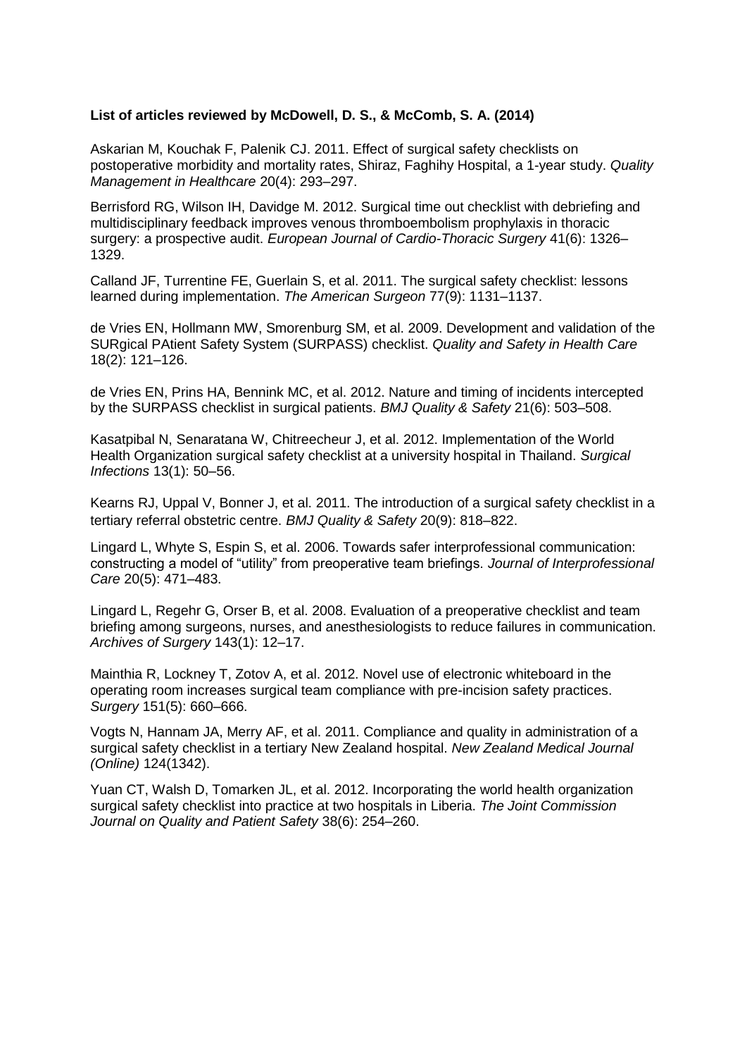**List of articles reviewed by McDowell, D. S., & McComb, S. A. (2014)**

Askarian M, Kouchak F, Palenik CJ. 2011. Effect of surgical safety checklists on postoperative morbidity and mortality rates, Shiraz, Faghihy Hospital, a 1-year study. *Quality Management in Healthcare* 20(4): 293–297.

Berrisford RG, Wilson IH, Davidge M. 2012. Surgical time out checklist with debriefing and multidisciplinary feedback improves venous thromboembolism prophylaxis in thoracic surgery: a prospective audit. *European Journal of Cardio-Thoracic Surgery* 41(6): 1326–1329.

Calland JF, Turrentine FE, Guerlain S, et al. 2011. The surgical safety checklist: lessons learned during implementation. *The American Surgeon* 77(9): 1131–1137.

de Vries EN, Hollmann MW, Smorenburg SM, et al. 2009. Development and validation of the SURgical PAtient Safety System (SURPASS) checklist. *Quality and Safety in Health Care* 18(2): 121–126.

de Vries EN, Prins HA, Bennink MC, et al. 2012. Nature and timing of incidents intercepted by the SURPASS checklist in surgical patients. *BMJ Quality & Safety* 21(6): 503–508.

Kasatpibal N, Senaratana W, Chitreecheur J, et al. 2012. Implementation of the World Health Organization surgical safety checklist at a university hospital in Thailand. *Surgical Infections* 13(1): 50–56.

Kearns RJ, Uppal V, Bonner J, et al. 2011. The introduction of a surgical safety checklist in a tertiary referral obstetric centre. *BMJ Quality & Safety* 20(9): 818–822.

Lingard L, Whyte S, Espin S, et al. 2006. Towards safer interprofessional communication: constructing a model of "utility" from preoperative team briefings. *Journal of Interprofessional Care* 20(5): 471–483.

Lingard L, Regehr G, Orser B, et al. 2008. Evaluation of a preoperative checklist and team briefing among surgeons, nurses, and anesthesiologists to reduce failures in communication. *Archives of Surgery* 143(1): 12–17.

Mainthia R, Lockney T, Zotov A, et al. 2012. Novel use of electronic whiteboard in the operating room increases surgical team compliance with pre-incision safety practices. *Surgery* 151(5): 660–666.

Vogts N, Hannam JA, Merry AF, et al. 2011. Compliance and quality in administration of a surgical safety checklist in a tertiary New Zealand hospital. *New Zealand Medical Journal (Online)* 124(1342).

Yuan CT, Walsh D, Tomarken JL, et al. 2012. Incorporating the world health organization surgical safety checklist into practice at two hospitals in Liberia. *The Joint Commission Journal on Quality and Patient Safety* 38(6): 254–260.